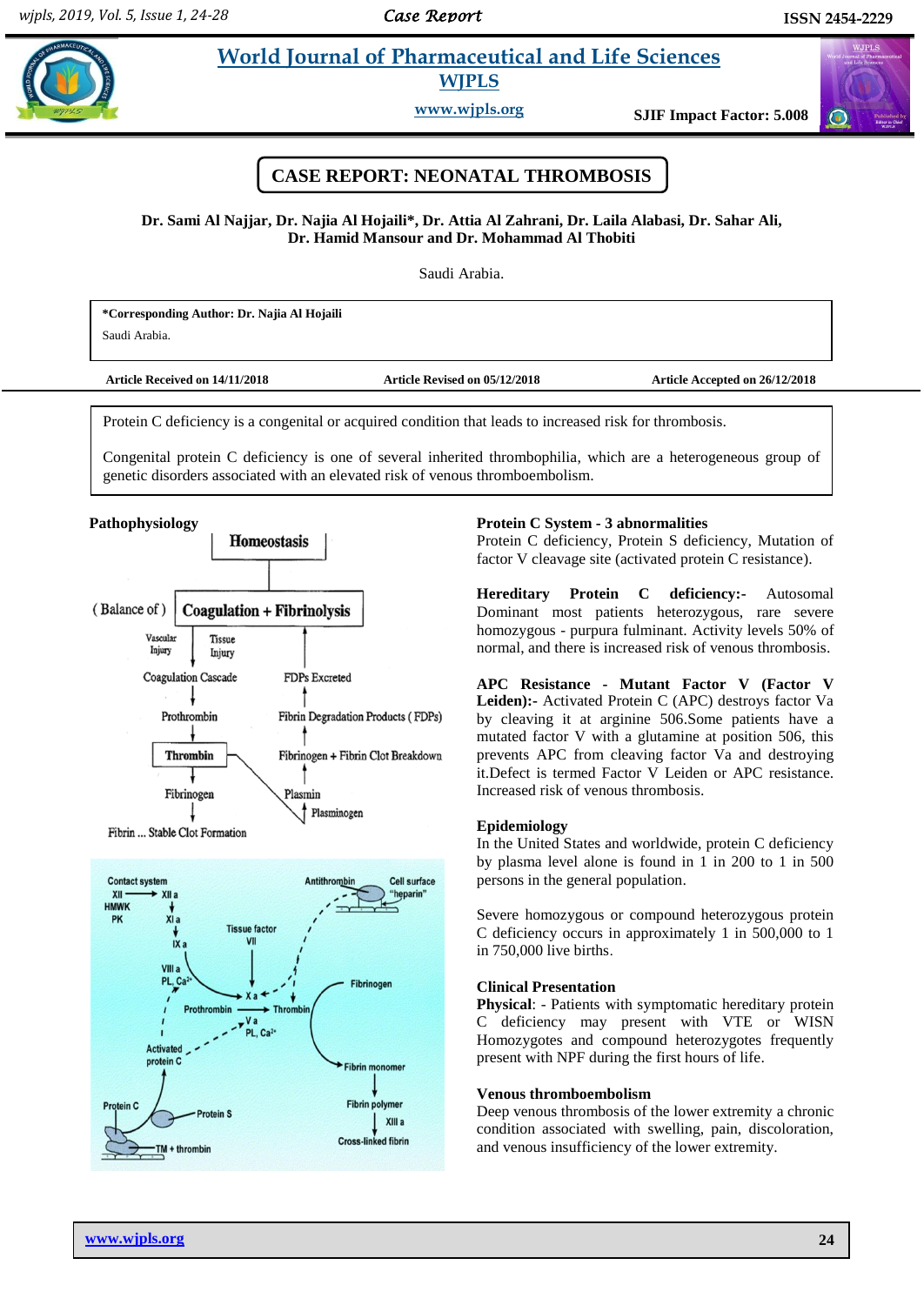# CASE REPORT: NEONATAL THROMBOSIS

**Dr. Sami Al Najjar, Dr. Najia Al Hojaili\*, Dr. Attia Al Zahrani, Dr. Laila Alabasi, Dr. Sahar Ali, Dr. Hamid Mansour and Dr. Mohammad Al Thobiti**

Saudi Arabia.

**\*Corresponding Author: Dr. Najia Al Hojaili**
Saudi Arabia.

**Article Received on 14/11/2018** **Article Revised on 05/12/2018** **Article Accepted on 26/12/2018**

Protein C deficiency is a congenital or acquired condition that leads to increased risk for thrombosis.

Congenital protein C deficiency is one of several inherited thrombophilia, which are a heterogeneous group of genetic disorders associated with an elevated risk of venous thromboembolism.

**Pathophysiology**

Homeostasis

(Balance of) Coagulation + Fibrinolysis

Vascular Injury, Tissue Injury → Coagulation Cascade → Prothrombin → Thrombin → Fibrinogen → Fibrin ... Stable Clot Formation

Plasminogen → Plasmin → Fibrinogen + Fibrin Clot Breakdown → Fibrin Degradation Products (FDPs) → FDPs Excreted

**Protein C System - 3 abnormalities**
Protein C deficiency, Protein S deficiency, Mutation of factor V cleavage site (activated protein C resistance).

**Hereditary Protein C deficiency:-** Autosomal Dominant most patients heterozygous, rare severe homozygous - purpura fulminant. Activity levels 50% of normal, and there is increased risk of venous thrombosis.

**APC Resistance - Mutant Factor V (Factor V Leiden):-** Activated Protein C (APC) destroys factor Va by cleaving it at arginine 506.Some patients have a mutated factor V with a glutamine at position 506, this prevents APC from cleaving factor Va and destroying it.Defect is termed Factor V Leiden or APC resistance. Increased risk of venous thrombosis.

**Epidemiology**
In the United States and worldwide, protein C deficiency by plasma level alone is found in 1 in 200 to 1 in 500 persons in the general population.

Severe homozygous or compound heterozygous protein C deficiency occurs in approximately 1 in 500,000 to 1 in 750,000 live births.

**Clinical Presentation**
**Physical**: - Patients with symptomatic hereditary protein C deficiency may present with VTE or WISN Homozygotes and compound heterozygotes frequently present with NPF during the first hours of life.

**Venous thromboembolism**
Deep venous thrombosis of the lower extremity a chronic condition associated with swelling, pain, discoloration, and venous insufficiency of the lower extremity.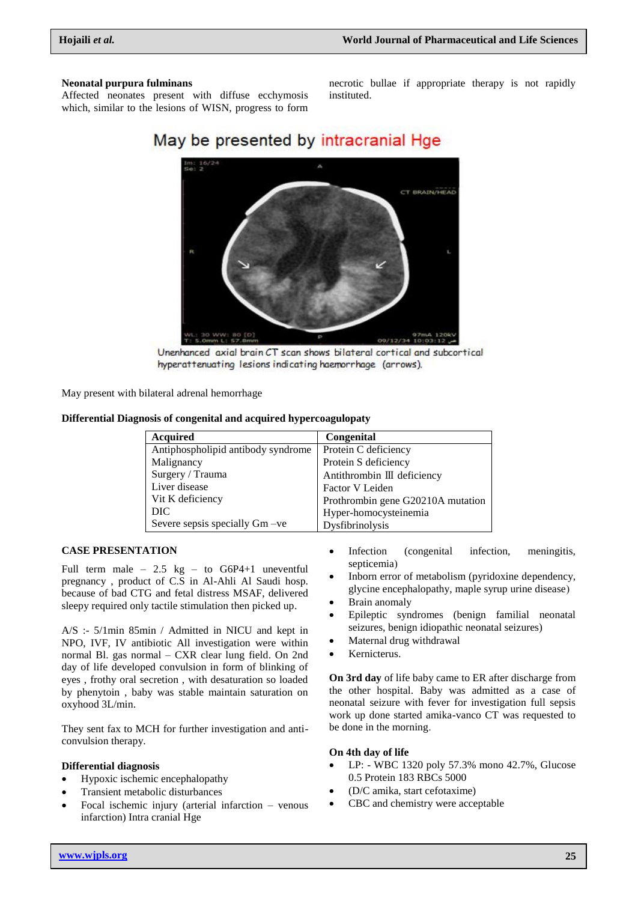**Neonatal purpura fulminans**

Affected neonates present with diffuse ecchymosis which, similar to the lesions of WISN, progress to form necrotic bullae if appropriate therapy is not rapidly instituted.

May be presented by intracranial Hge

Unenhanced axial brain CT scan shows bilateral cortical and subcortical hyperattenuating lesions indicating haemorrhage (arrows).

May present with bilateral adrenal hemorrhage

**Differential Diagnosis of congenital and acquired hypercoagulopaty**

| Acquired | Congenital |
|---|---|
| Antiphospholipid antibody syndrome | Protein C deficiency |
| Malignancy | Protein S deficiency |
| Surgery / Trauma | Antithrombin Ⅲ deficiency |
| Liver disease | Factor V Leiden |
| Vit K deficiency | Prothrombin gene G20210A mutation |
| DIC | Hyper-homocysteinemia |
| Severe sepsis specially Gm –ve | Dysfibrinolysis |

**CASE PRESENTATION**

Full term male – 2.5 kg – to G6P4+1 uneventful pregnancy , product of C.S in Al-Ahli Al Saudi hosp. because of bad CTG and fetal distress MSAF, delivered sleepy required only tactile stimulation then picked up.

A/S :- 5/1min 85min / Admitted in NICU and kept in NPO, IVF, IV antibiotic All investigation were within normal Bl. gas normal – CXR clear lung field. On 2nd day of life developed convulsion in form of blinking of eyes , frothy oral secretion , with desaturation so loaded by phenytoin , baby was stable maintain saturation on oxyhood 3L/min.

They sent fax to MCH for further investigation and anti-convulsion therapy.

**Differential diagnosis**

- Hypoxic ischemic encephalopathy
- Transient metabolic disturbances
- Focal ischemic injury (arterial infarction – venous infarction) Intra cranial Hge
- Infection (congenital infection, meningitis, septicemia)
- Inborn error of metabolism (pyridoxine dependency, glycine encephalopathy, maple syrup urine disease)
- Brain anomaly
- Epileptic syndromes (benign familial neonatal seizures, benign idiopathic neonatal seizures)
- Maternal drug withdrawal
- Kernicterus.

**On 3rd day** of life baby came to ER after discharge from the other hospital. Baby was admitted as a case of neonatal seizure with fever for investigation full sepsis work up done started amika-vanco CT was requested to be done in the morning.

**On 4th day of life**

- LP: - WBC 1320 poly 57.3% mono 42.7%, Glucose 0.5 Protein 183 RBCs 5000
- (D/C amika, start cefotaxime)
- CBC and chemistry were acceptable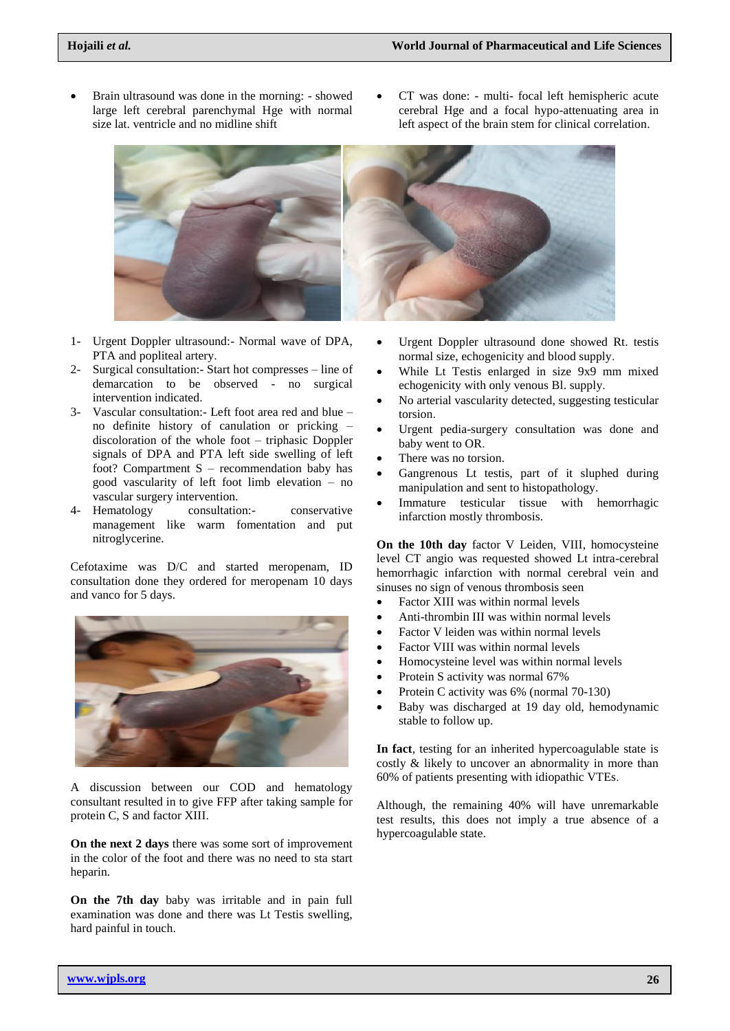- Brain ultrasound was done in the morning: - showed large left cerebral parenchymal Hge with normal size lat. ventricle and no midline shift
- CT was done: - multi- focal left hemispheric acute cerebral Hge and a focal hypo-attenuating area in left aspect of the brain stem for clinical correlation.

1- Urgent Doppler ultrasound:- Normal wave of DPA, PTA and popliteal artery.
2- Surgical consultation:- Start hot compresses – line of demarcation to be observed - no surgical intervention indicated.
3- Vascular consultation:- Left foot area red and blue – no definite history of canulation or pricking – discoloration of the whole foot – triphasic Doppler signals of DPA and PTA left side swelling of left foot? Compartment S – recommendation baby has good vascularity of left foot limb elevation – no vascular surgery intervention.
4- Hematology consultation:- conservative management like warm fomentation and put nitroglycerine.

Cefotaxime was D/C and started meropenam, ID consultation done they ordered for meropenam 10 days and vanco for 5 days.

A discussion between our COD and hematology consultant resulted in to give FFP after taking sample for protein C, S and factor XIII.

**On the next 2 days** there was some sort of improvement in the color of the foot and there was no need to sta start heparin.

**On the 7th day** baby was irritable and in pain full examination was done and there was Lt Testis swelling, hard painful in touch.

- Urgent Doppler ultrasound done showed Rt. testis normal size, echogenicity and blood supply.
- While Lt Testis enlarged in size 9x9 mm mixed echogenicity with only venous Bl. supply.
- No arterial vascularity detected, suggesting testicular torsion.
- Urgent pedia-surgery consultation was done and baby went to OR.
- There was no torsion.
- Gangrenous Lt testis, part of it sluphed during manipulation and sent to histopathology.
- Immature testicular tissue with hemorrhagic infarction mostly thrombosis.

**On the 10th day** factor V Leiden, VIII, homocysteine level CT angio was requested showed Lt intra-cerebral hemorrhagic infarction with normal cerebral vein and sinuses no sign of venous thrombosis seen

- Factor XIII was within normal levels
- Anti-thrombin III was within normal levels
- Factor V leiden was within normal levels
- Factor VIII was within normal levels
- Homocysteine level was within normal levels
- Protein S activity was normal 67%
- Protein C activity was 6% (normal 70-130)
- Baby was discharged at 19 day old, hemodynamic stable to follow up.

**In fact**, testing for an inherited hypercoagulable state is costly & likely to uncover an abnormality in more than 60% of patients presenting with idiopathic VTEs.

Although, the remaining 40% will have unremarkable test results, this does not imply a true absence of a hypercoagulable state.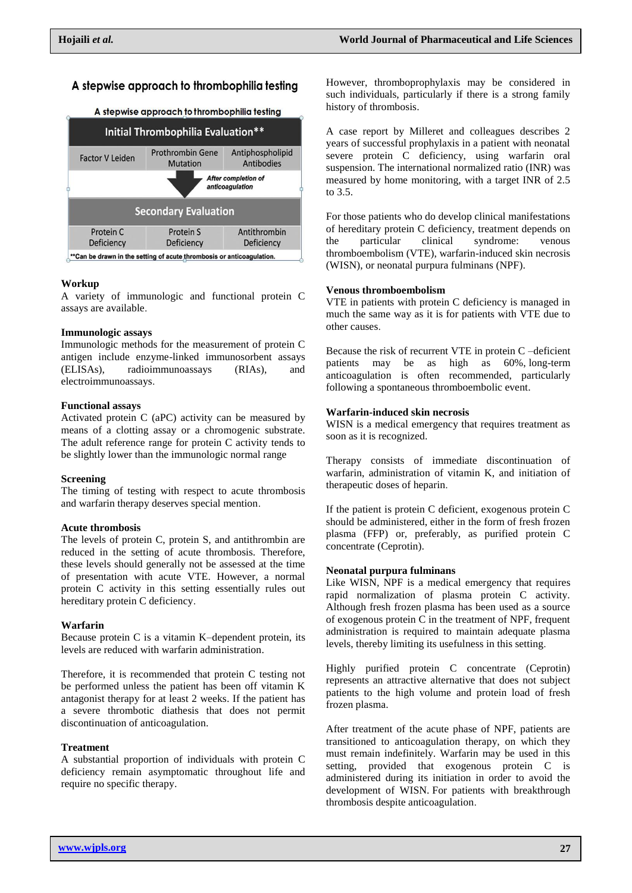## A stepwise approach to thrombophilia testing

A stepwise approach to thrombophilia testing

| Initial Thrombophilia Evaluation** | | |
|---|---|---|
| Factor V Leiden | Prothrombin Gene Mutation | Antiphospholipid Antibodies |

*After completion of anticoagulation*

| Secondary Evaluation | | |
|---|---|---|
| Protein C Deficiency | Protein S Deficiency | Antithrombin Deficiency |

**Can be drawn in the setting of acute thrombosis or anticoagulation.

### Workup

A variety of immunologic and functional protein C assays are available.

### Immunologic assays

Immunologic methods for the measurement of protein C antigen include enzyme-linked immunosorbent assays (ELISAs), radioimmunoassays (RIAs), and electroimmunoassays.

### Functional assays

Activated protein C (aPC) activity can be measured by means of a clotting assay or a chromogenic substrate. The adult reference range for protein C activity tends to be slightly lower than the immunologic normal range

### Screening

The timing of testing with respect to acute thrombosis and warfarin therapy deserves special mention.

### Acute thrombosis

The levels of protein C, protein S, and antithrombin are reduced in the setting of acute thrombosis. Therefore, these levels should generally not be assessed at the time of presentation with acute VTE. However, a normal protein C activity in this setting essentially rules out hereditary protein C deficiency.

### Warfarin

Because protein C is a vitamin K–dependent protein, its levels are reduced with warfarin administration.

Therefore, it is recommended that protein C testing not be performed unless the patient has been off vitamin K antagonist therapy for at least 2 weeks. If the patient has a severe thrombotic diathesis that does not permit discontinuation of anticoagulation.

### Treatment

A substantial proportion of individuals with protein C deficiency remain asymptomatic throughout life and require no specific therapy.

However, thromboprophylaxis may be considered in such individuals, particularly if there is a strong family history of thrombosis.

A case report by Milleret and colleagues describes 2 years of successful prophylaxis in a patient with neonatal severe protein C deficiency, using warfarin oral suspension. The international normalized ratio (INR) was measured by home monitoring, with a target INR of 2.5 to 3.5.

For those patients who do develop clinical manifestations of hereditary protein C deficiency, treatment depends on the particular clinical syndrome: venous thromboembolism (VTE), warfarin-induced skin necrosis (WISN), or neonatal purpura fulminans (NPF).

### Venous thromboembolism

VTE in patients with protein C deficiency is managed in much the same way as it is for patients with VTE due to other causes.

Because the risk of recurrent VTE in protein C –deficient patients may be as high as 60%, long-term anticoagulation is often recommended, particularly following a spontaneous thromboembolic event.

### Warfarin-induced skin necrosis

WISN is a medical emergency that requires treatment as soon as it is recognized.

Therapy consists of immediate discontinuation of warfarin, administration of vitamin K, and initiation of therapeutic doses of heparin.

If the patient is protein C deficient, exogenous protein C should be administered, either in the form of fresh frozen plasma (FFP) or, preferably, as purified protein C concentrate (Ceprotin).

### Neonatal purpura fulminans

Like WISN, NPF is a medical emergency that requires rapid normalization of plasma protein C activity. Although fresh frozen plasma has been used as a source of exogenous protein C in the treatment of NPF, frequent administration is required to maintain adequate plasma levels, thereby limiting its usefulness in this setting.

Highly purified protein C concentrate (Ceprotin) represents an attractive alternative that does not subject patients to the high volume and protein load of fresh frozen plasma.

After treatment of the acute phase of NPF, patients are transitioned to anticoagulation therapy, on which they must remain indefinitely. Warfarin may be used in this setting, provided that exogenous protein C is administered during its initiation in order to avoid the development of WISN. For patients with breakthrough thrombosis despite anticoagulation.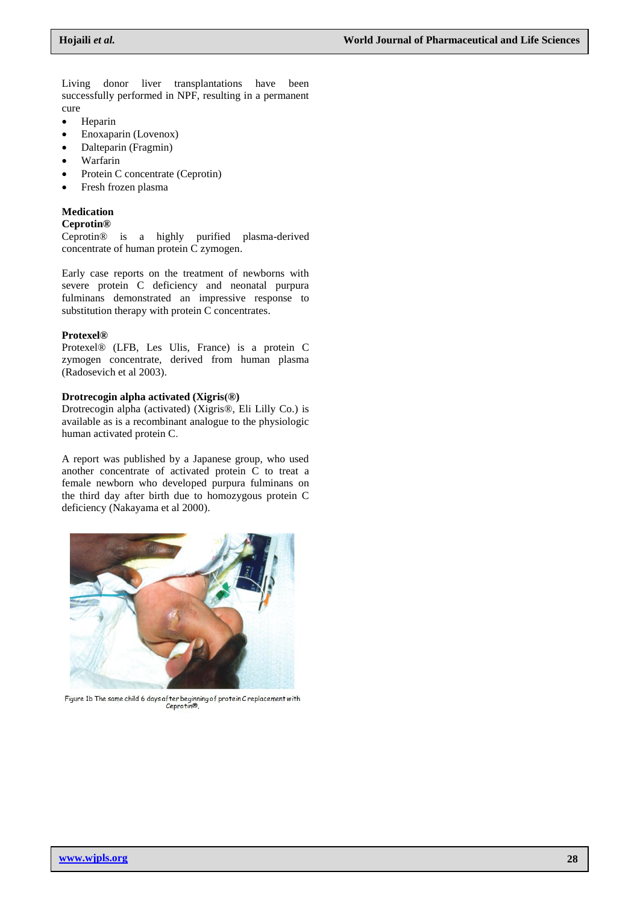Living donor liver transplantations have been successfully performed in NPF, resulting in a permanent cure

- Heparin
- Enoxaparin (Lovenox)
- Dalteparin (Fragmin)
- Warfarin
- Protein C concentrate (Ceprotin)
- Fresh frozen plasma

## Medication

### Ceprotin®

Ceprotin® is a highly purified plasma-derived concentrate of human protein C zymogen.

Early case reports on the treatment of newborns with severe protein C deficiency and neonatal purpura fulminans demonstrated an impressive response to substitution therapy with protein C concentrates.

### Protexel®

Protexel® (LFB, Les Ulis, France) is a protein C zymogen concentrate, derived from human plasma (Radosevich et al 2003).

### Drotrecogin alpha activated (Xigris(®)

Drotrecogin alpha (activated) (Xigris®, Eli Lilly Co.) is available as is a recombinant analogue to the physiologic human activated protein C.

A report was published by a Japanese group, who used another concentrate of activated protein C to treat a female newborn who developed purpura fulminans on the third day after birth due to homozygous protein C deficiency (Nakayama et al 2000).

Figure 1b The same child 6 days after beginning of protein C replacement with Ceprotin®.